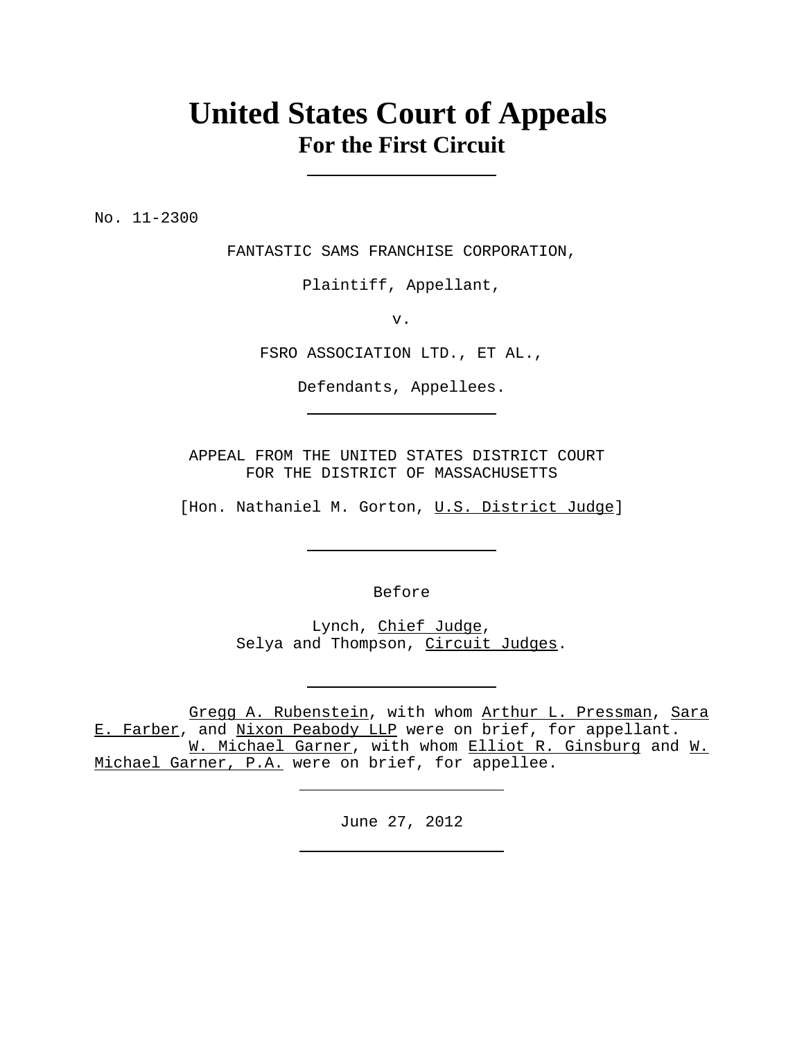# United States Court of Appeals
## For the First Circuit

---

No. 11-2300

FANTASTIC SAMS FRANCHISE CORPORATION,

Plaintiff, Appellant,

v.

FSRO ASSOCIATION LTD., ET AL.,

Defendants, Appellees.

---

APPEAL FROM THE UNITED STATES DISTRICT COURT
FOR THE DISTRICT OF MASSACHUSETTS

[Hon. Nathaniel M. Gorton, U.S. District Judge]

---

Before

Lynch, Chief Judge,
Selya and Thompson, Circuit Judges.

---

Gregg A. Rubenstein, with whom Arthur L. Pressman, Sara E. Farber, and Nixon Peabody LLP were on brief, for appellant.

W. Michael Garner, with whom Elliot R. Ginsburg and W. Michael Garner, P.A. were on brief, for appellee.

---

June 27, 2012

---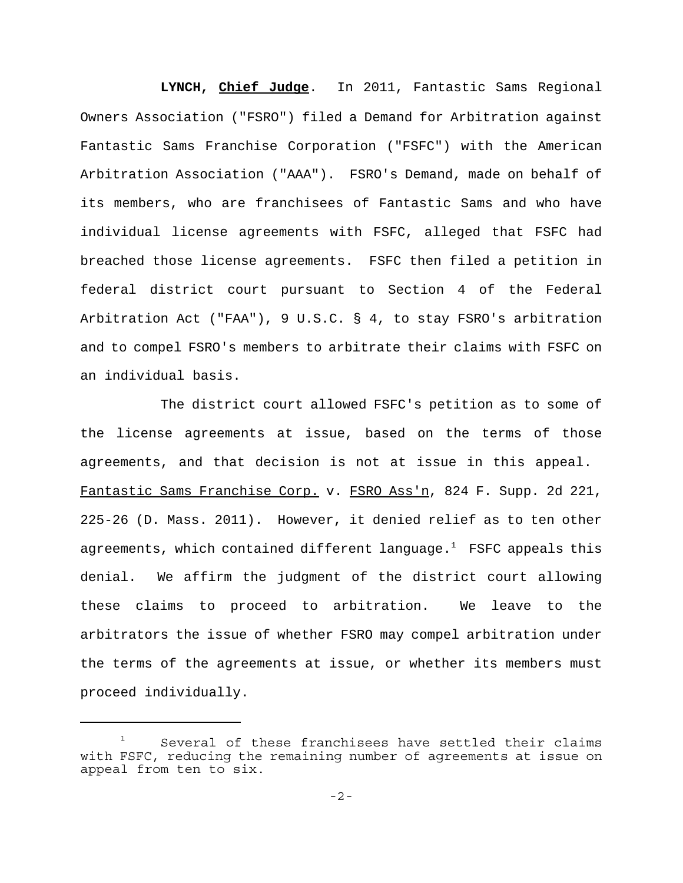**LYNCH, Chief Judge**. In 2011, Fantastic Sams Regional Owners Association ("FSRO") filed a Demand for Arbitration against Fantastic Sams Franchise Corporation ("FSFC") with the American Arbitration Association ("AAA"). FSRO's Demand, made on behalf of its members, who are franchisees of Fantastic Sams and who have individual license agreements with FSFC, alleged that FSFC had breached those license agreements. FSFC then filed a petition in federal district court pursuant to Section 4 of the Federal Arbitration Act ("FAA"), 9 U.S.C. § 4, to stay FSRO's arbitration and to compel FSRO's members to arbitrate their claims with FSFC on an individual basis.

The district court allowed FSFC's petition as to some of the license agreements at issue, based on the terms of those agreements, and that decision is not at issue in this appeal. Fantastic Sams Franchise Corp. v. FSRO Ass'n, 824 F. Supp. 2d 221, 225-26 (D. Mass. 2011). However, it denied relief as to ten other agreements, which contained different language.[1] FSFC appeals this denial. We affirm the judgment of the district court allowing these claims to proceed to arbitration. We leave to the arbitrators the issue of whether FSRO may compel arbitration under the terms of the agreements at issue, or whether its members must proceed individually.

[1] Several of these franchisees have settled their claims with FSFC, reducing the remaining number of agreements at issue on appeal from ten to six.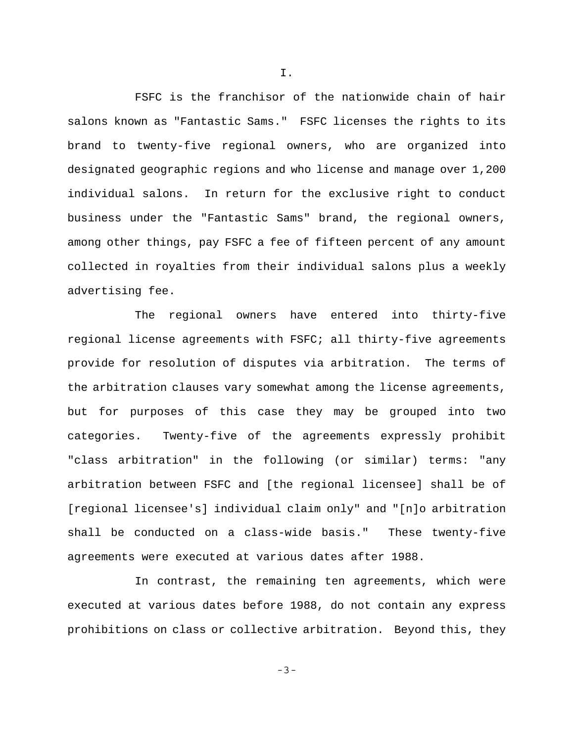I.

FSFC is the franchisor of the nationwide chain of hair salons known as "Fantastic Sams." FSFC licenses the rights to its brand to twenty-five regional owners, who are organized into designated geographic regions and who license and manage over 1,200 individual salons. In return for the exclusive right to conduct business under the "Fantastic Sams" brand, the regional owners, among other things, pay FSFC a fee of fifteen percent of any amount collected in royalties from their individual salons plus a weekly advertising fee.

The regional owners have entered into thirty-five regional license agreements with FSFC; all thirty-five agreements provide for resolution of disputes via arbitration. The terms of the arbitration clauses vary somewhat among the license agreements, but for purposes of this case they may be grouped into two categories. Twenty-five of the agreements expressly prohibit "class arbitration" in the following (or similar) terms: "any arbitration between FSFC and [the regional licensee] shall be of [regional licensee's] individual claim only" and "[n]o arbitration shall be conducted on a class-wide basis." These twenty-five agreements were executed at various dates after 1988.

In contrast, the remaining ten agreements, which were executed at various dates before 1988, do not contain any express prohibitions on class or collective arbitration. Beyond this, they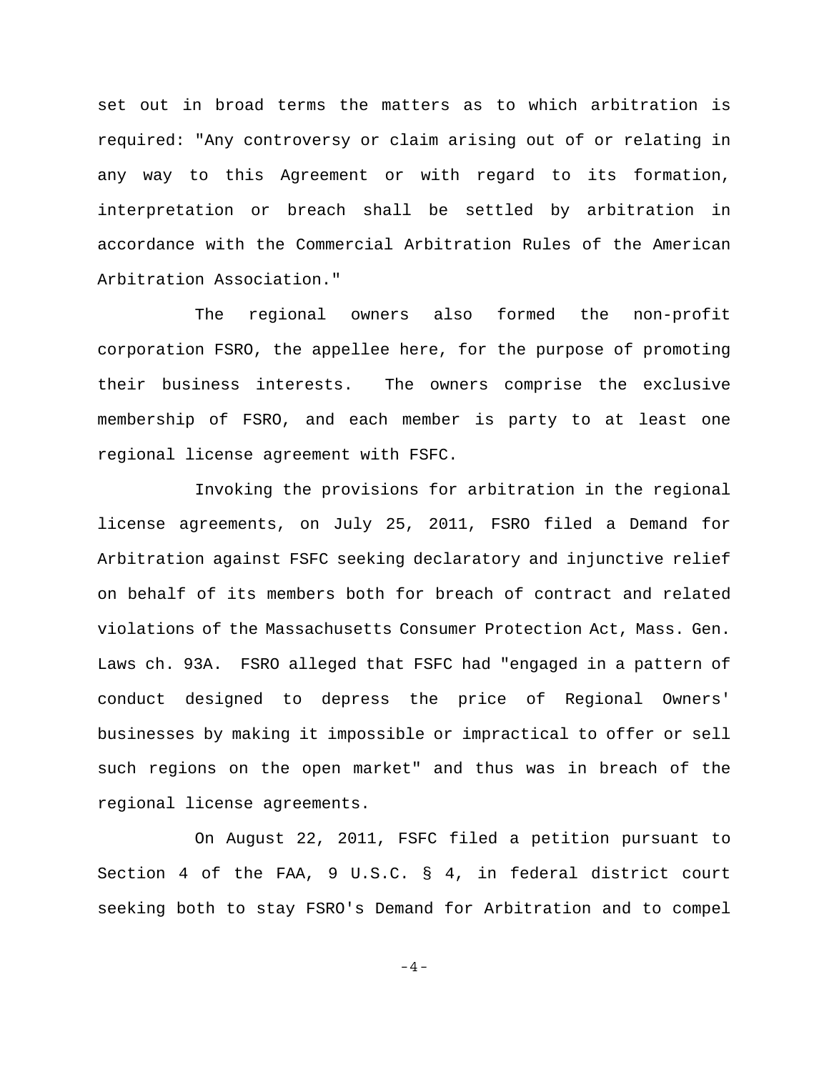set out in broad terms the matters as to which arbitration is required: "Any controversy or claim arising out of or relating in any way to this Agreement or with regard to its formation, interpretation or breach shall be settled by arbitration in accordance with the Commercial Arbitration Rules of the American Arbitration Association."

The regional owners also formed the non-profit corporation FSRO, the appellee here, for the purpose of promoting their business interests. The owners comprise the exclusive membership of FSRO, and each member is party to at least one regional license agreement with FSFC.

Invoking the provisions for arbitration in the regional license agreements, on July 25, 2011, FSRO filed a Demand for Arbitration against FSFC seeking declaratory and injunctive relief on behalf of its members both for breach of contract and related violations of the Massachusetts Consumer Protection Act, Mass. Gen. Laws ch. 93A. FSRO alleged that FSFC had "engaged in a pattern of conduct designed to depress the price of Regional Owners' businesses by making it impossible or impractical to offer or sell such regions on the open market" and thus was in breach of the regional license agreements.

On August 22, 2011, FSFC filed a petition pursuant to Section 4 of the FAA, 9 U.S.C. § 4, in federal district court seeking both to stay FSRO's Demand for Arbitration and to compel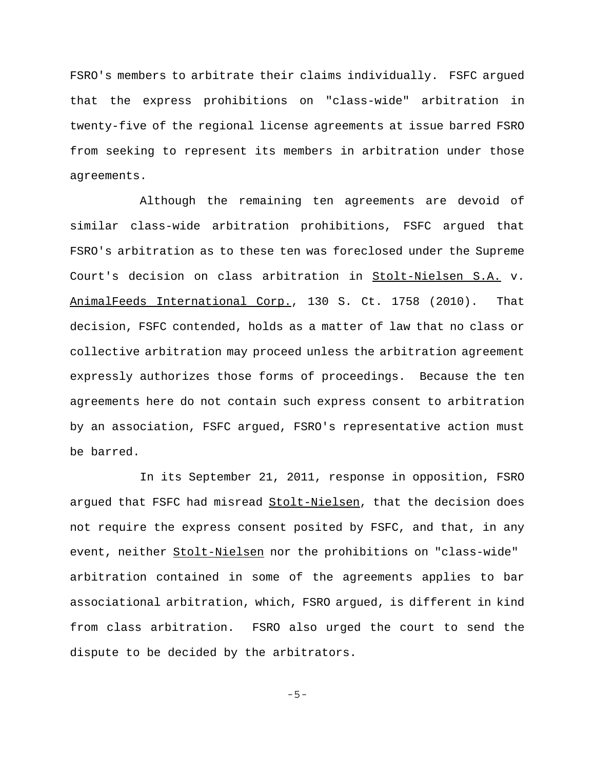FSRO's members to arbitrate their claims individually. FSFC argued that the express prohibitions on "class-wide" arbitration in twenty-five of the regional license agreements at issue barred FSRO from seeking to represent its members in arbitration under those agreements.

Although the remaining ten agreements are devoid of similar class-wide arbitration prohibitions, FSFC argued that FSRO's arbitration as to these ten was foreclosed under the Supreme Court's decision on class arbitration in Stolt-Nielsen S.A. v. AnimalFeeds International Corp., 130 S. Ct. 1758 (2010). That decision, FSFC contended, holds as a matter of law that no class or collective arbitration may proceed unless the arbitration agreement expressly authorizes those forms of proceedings. Because the ten agreements here do not contain such express consent to arbitration by an association, FSFC argued, FSRO's representative action must be barred.

In its September 21, 2011, response in opposition, FSRO argued that FSFC had misread Stolt-Nielsen, that the decision does not require the express consent posited by FSFC, and that, in any event, neither Stolt-Nielsen nor the prohibitions on "class-wide" arbitration contained in some of the agreements applies to bar associational arbitration, which, FSRO argued, is different in kind from class arbitration. FSRO also urged the court to send the dispute to be decided by the arbitrators.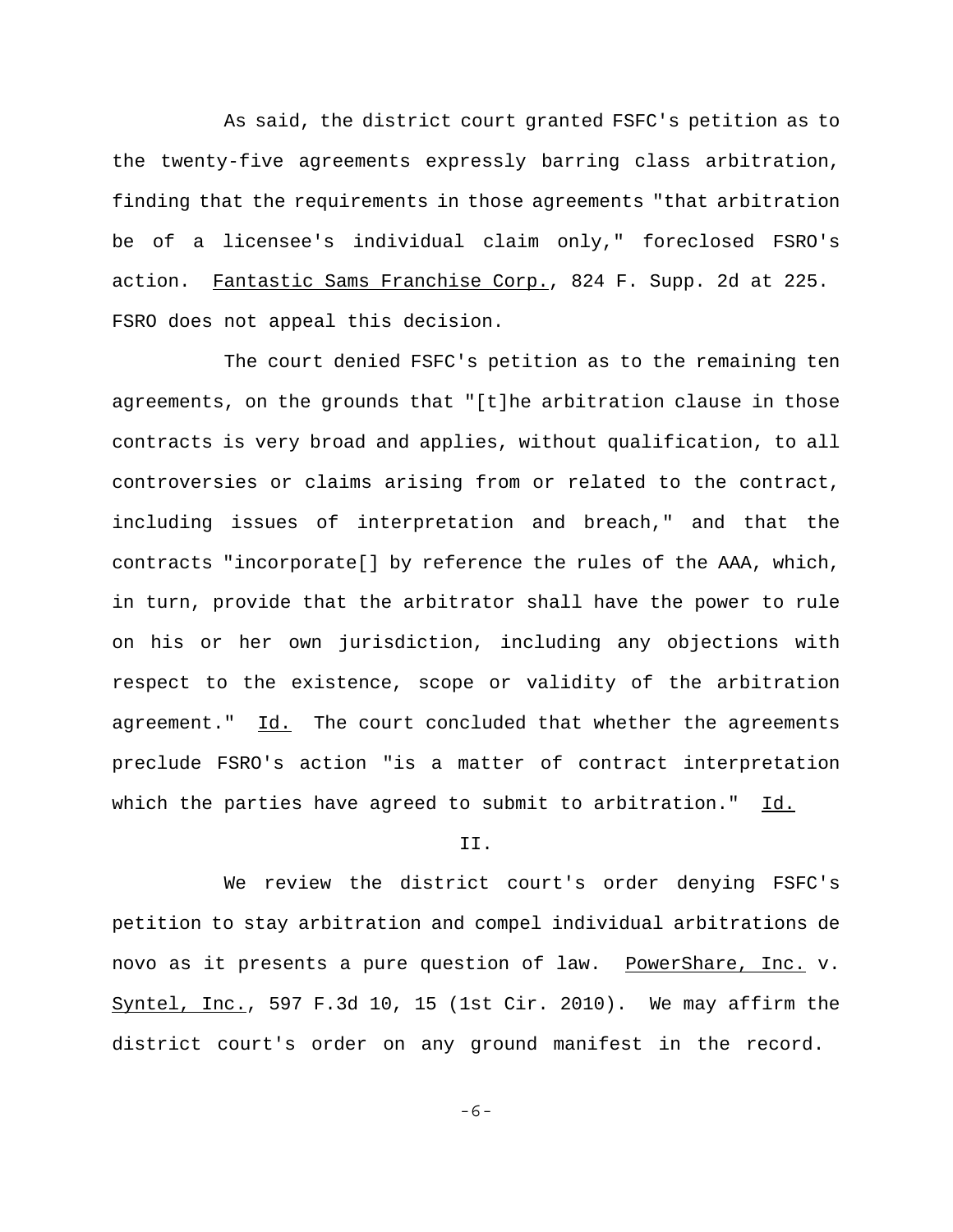As said, the district court granted FSFC's petition as to the twenty-five agreements expressly barring class arbitration, finding that the requirements in those agreements "that arbitration be of a licensee's individual claim only," foreclosed FSRO's action. Fantastic Sams Franchise Corp., 824 F. Supp. 2d at 225. FSRO does not appeal this decision.

The court denied FSFC's petition as to the remaining ten agreements, on the grounds that "[t]he arbitration clause in those contracts is very broad and applies, without qualification, to all controversies or claims arising from or related to the contract, including issues of interpretation and breach," and that the contracts "incorporate[] by reference the rules of the AAA, which, in turn, provide that the arbitrator shall have the power to rule on his or her own jurisdiction, including any objections with respect to the existence, scope or validity of the arbitration agreement." Id. The court concluded that whether the agreements preclude FSRO's action "is a matter of contract interpretation which the parties have agreed to submit to arbitration." Id.

## II.

We review the district court's order denying FSFC's petition to stay arbitration and compel individual arbitrations de novo as it presents a pure question of law. PowerShare, Inc. v. Syntel, Inc., 597 F.3d 10, 15 (1st Cir. 2010). We may affirm the district court's order on any ground manifest in the record.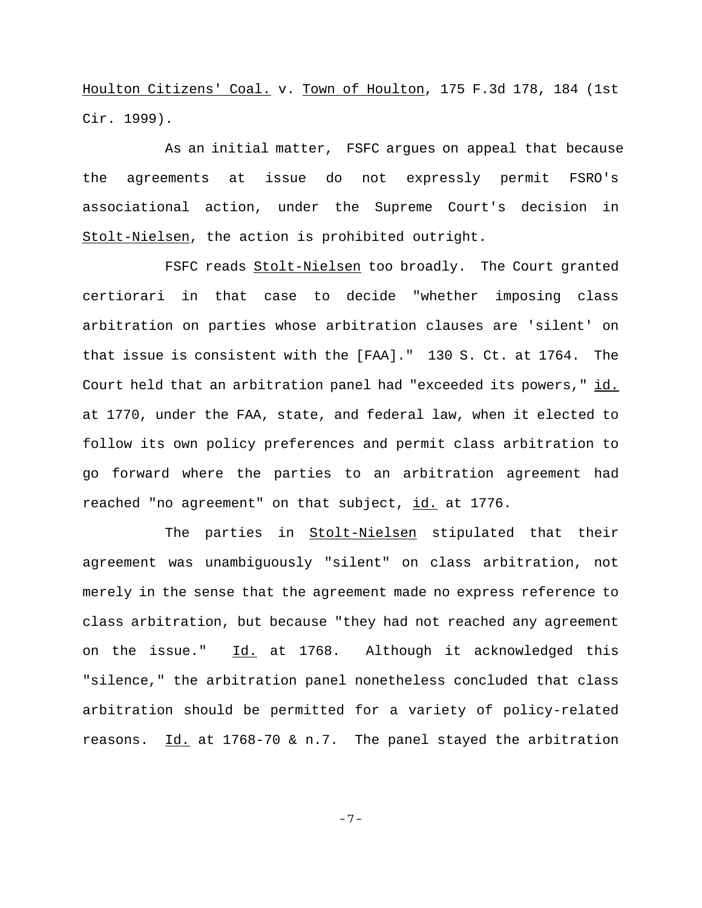Houlton Citizens' Coal. v. Town of Houlton, 175 F.3d 178, 184 (1st Cir. 1999).

As an initial matter, FSFC argues on appeal that because the agreements at issue do not expressly permit FSRO's associational action, under the Supreme Court's decision in Stolt-Nielsen, the action is prohibited outright.

FSFC reads Stolt-Nielsen too broadly. The Court granted certiorari in that case to decide "whether imposing class arbitration on parties whose arbitration clauses are 'silent' on that issue is consistent with the [FAA]." 130 S. Ct. at 1764. The Court held that an arbitration panel had "exceeded its powers," id. at 1770, under the FAA, state, and federal law, when it elected to follow its own policy preferences and permit class arbitration to go forward where the parties to an arbitration agreement had reached "no agreement" on that subject, id. at 1776.

The parties in Stolt-Nielsen stipulated that their agreement was unambiguously "silent" on class arbitration, not merely in the sense that the agreement made no express reference to class arbitration, but because "they had not reached any agreement on the issue." Id. at 1768. Although it acknowledged this "silence," the arbitration panel nonetheless concluded that class arbitration should be permitted for a variety of policy-related reasons. Id. at 1768-70 & n.7. The panel stayed the arbitration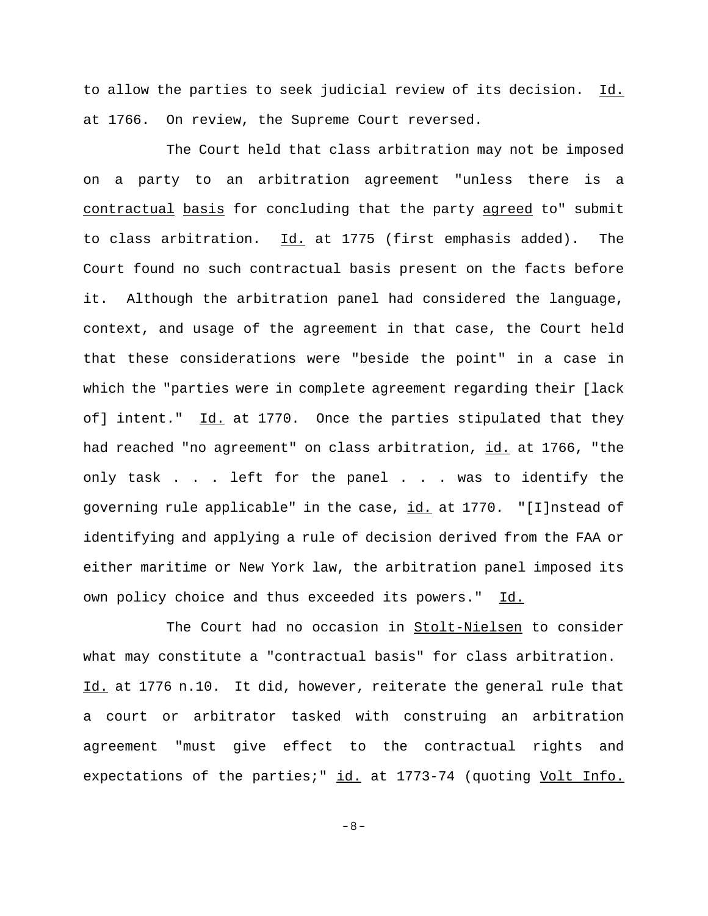to allow the parties to seek judicial review of its decision. _Id._ at 1766. On review, the Supreme Court reversed.

The Court held that class arbitration may not be imposed on a party to an arbitration agreement "unless there is a _contractual_ _basis_ for concluding that the party _agreed_ to" submit to class arbitration. _Id._ at 1775 (first emphasis added). The Court found no such contractual basis present on the facts before it. Although the arbitration panel had considered the language, context, and usage of the agreement in that case, the Court held that these considerations were "beside the point" in a case in which the "parties were in complete agreement regarding their [lack of] intent." _Id._ at 1770. Once the parties stipulated that they had reached "no agreement" on class arbitration, _id._ at 1766, "the only task . . . left for the panel . . . was to identify the governing rule applicable" in the case, _id._ at 1770. "[I]nstead of identifying and applying a rule of decision derived from the FAA or either maritime or New York law, the arbitration panel imposed its own policy choice and thus exceeded its powers." _Id._

The Court had no occasion in _Stolt-Nielsen_ to consider what may constitute a "contractual basis" for class arbitration. _Id._ at 1776 n.10. It did, however, reiterate the general rule that a court or arbitrator tasked with construing an arbitration agreement "must give effect to the contractual rights and expectations of the parties;" _id._ at 1773-74 (quoting _Volt Info._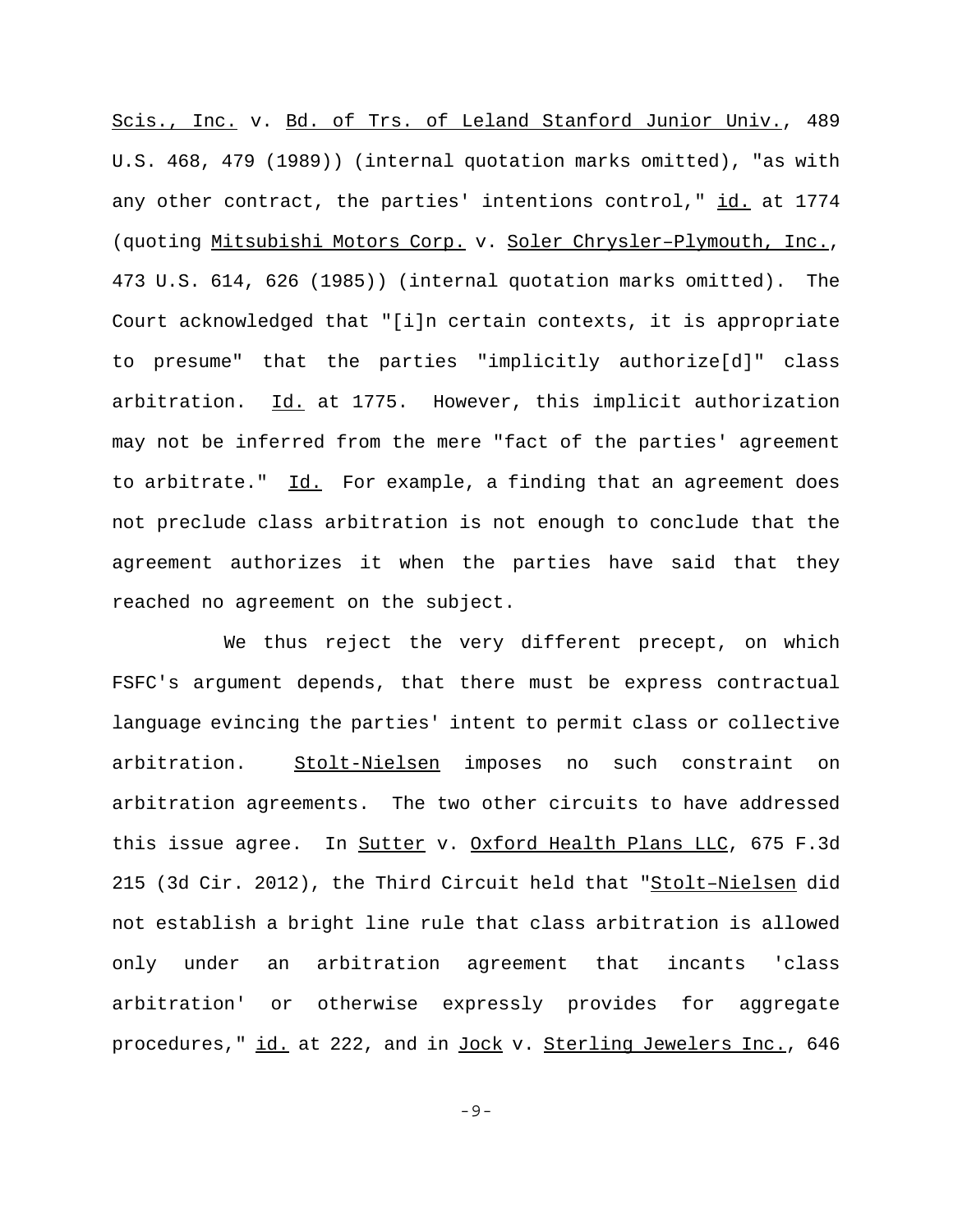Scis., Inc. v. Bd. of Trs. of Leland Stanford Junior Univ., 489 U.S. 468, 479 (1989)) (internal quotation marks omitted), "as with any other contract, the parties' intentions control," id. at 1774 (quoting Mitsubishi Motors Corp. v. Soler Chrysler–Plymouth, Inc., 473 U.S. 614, 626 (1985)) (internal quotation marks omitted). The Court acknowledged that "[i]n certain contexts, it is appropriate to presume" that the parties "implicitly authorize[d]" class arbitration. Id. at 1775. However, this implicit authorization may not be inferred from the mere "fact of the parties' agreement to arbitrate." Id. For example, a finding that an agreement does not preclude class arbitration is not enough to conclude that the agreement authorizes it when the parties have said that they reached no agreement on the subject.

We thus reject the very different precept, on which FSFC's argument depends, that there must be express contractual language evincing the parties' intent to permit class or collective arbitration. Stolt-Nielsen imposes no such constraint on arbitration agreements. The two other circuits to have addressed this issue agree. In Sutter v. Oxford Health Plans LLC, 675 F.3d 215 (3d Cir. 2012), the Third Circuit held that "Stolt–Nielsen did not establish a bright line rule that class arbitration is allowed only under an arbitration agreement that incants 'class arbitration' or otherwise expressly provides for aggregate procedures," id. at 222, and in Jock v. Sterling Jewelers Inc., 646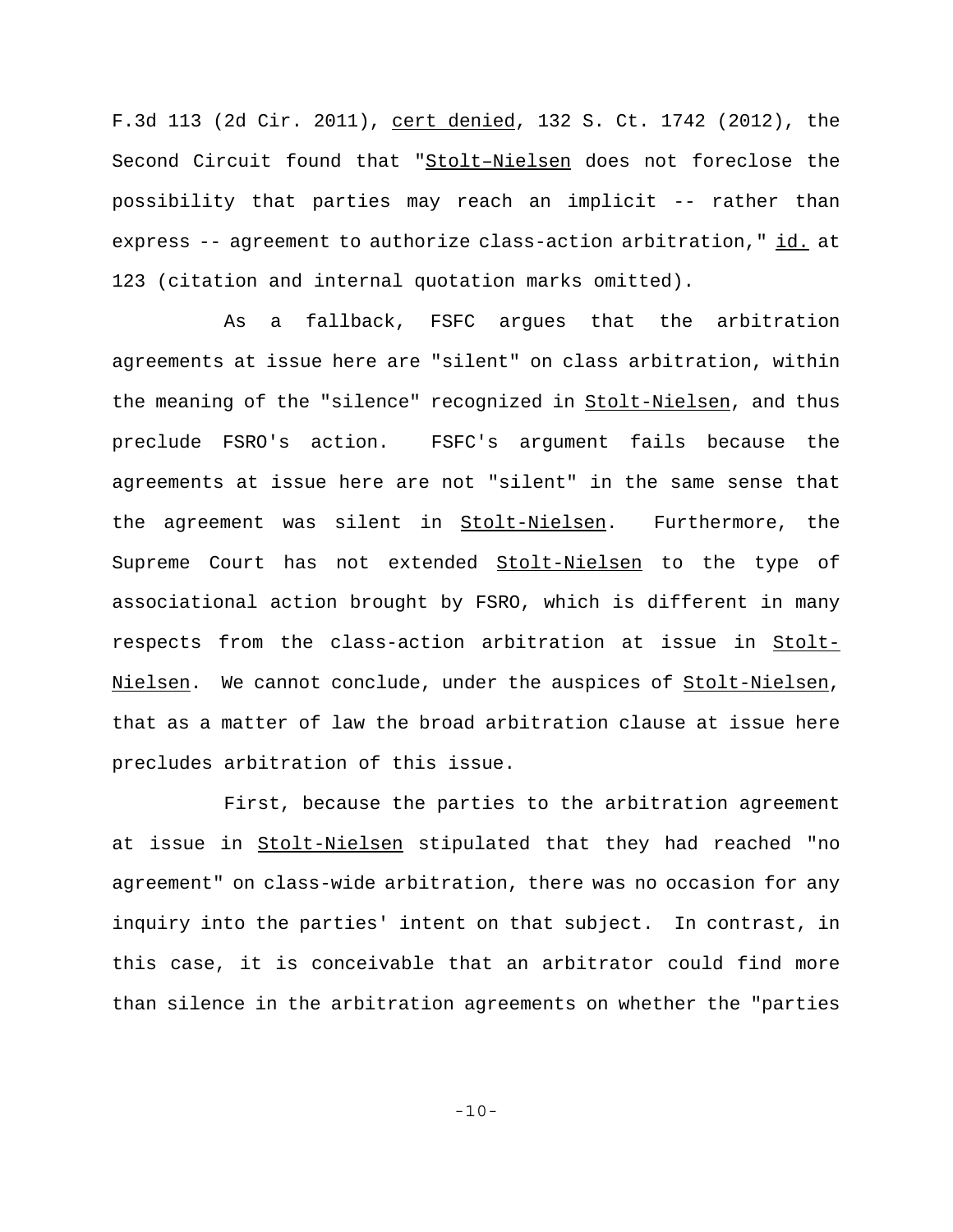F.3d 113 (2d Cir. 2011), cert denied, 132 S. Ct. 1742 (2012), the Second Circuit found that "Stolt–Nielsen does not foreclose the possibility that parties may reach an implicit -- rather than express -- agreement to authorize class-action arbitration," id. at 123 (citation and internal quotation marks omitted).

As a fallback, FSFC argues that the arbitration agreements at issue here are "silent" on class arbitration, within the meaning of the "silence" recognized in Stolt-Nielsen, and thus preclude FSRO's action. FSFC's argument fails because the agreements at issue here are not "silent" in the same sense that the agreement was silent in Stolt-Nielsen. Furthermore, the Supreme Court has not extended Stolt-Nielsen to the type of associational action brought by FSRO, which is different in many respects from the class-action arbitration at issue in Stolt-Nielsen. We cannot conclude, under the auspices of Stolt-Nielsen, that as a matter of law the broad arbitration clause at issue here precludes arbitration of this issue.

First, because the parties to the arbitration agreement at issue in Stolt-Nielsen stipulated that they had reached "no agreement" on class-wide arbitration, there was no occasion for any inquiry into the parties' intent on that subject. In contrast, in this case, it is conceivable that an arbitrator could find more than silence in the arbitration agreements on whether the "parties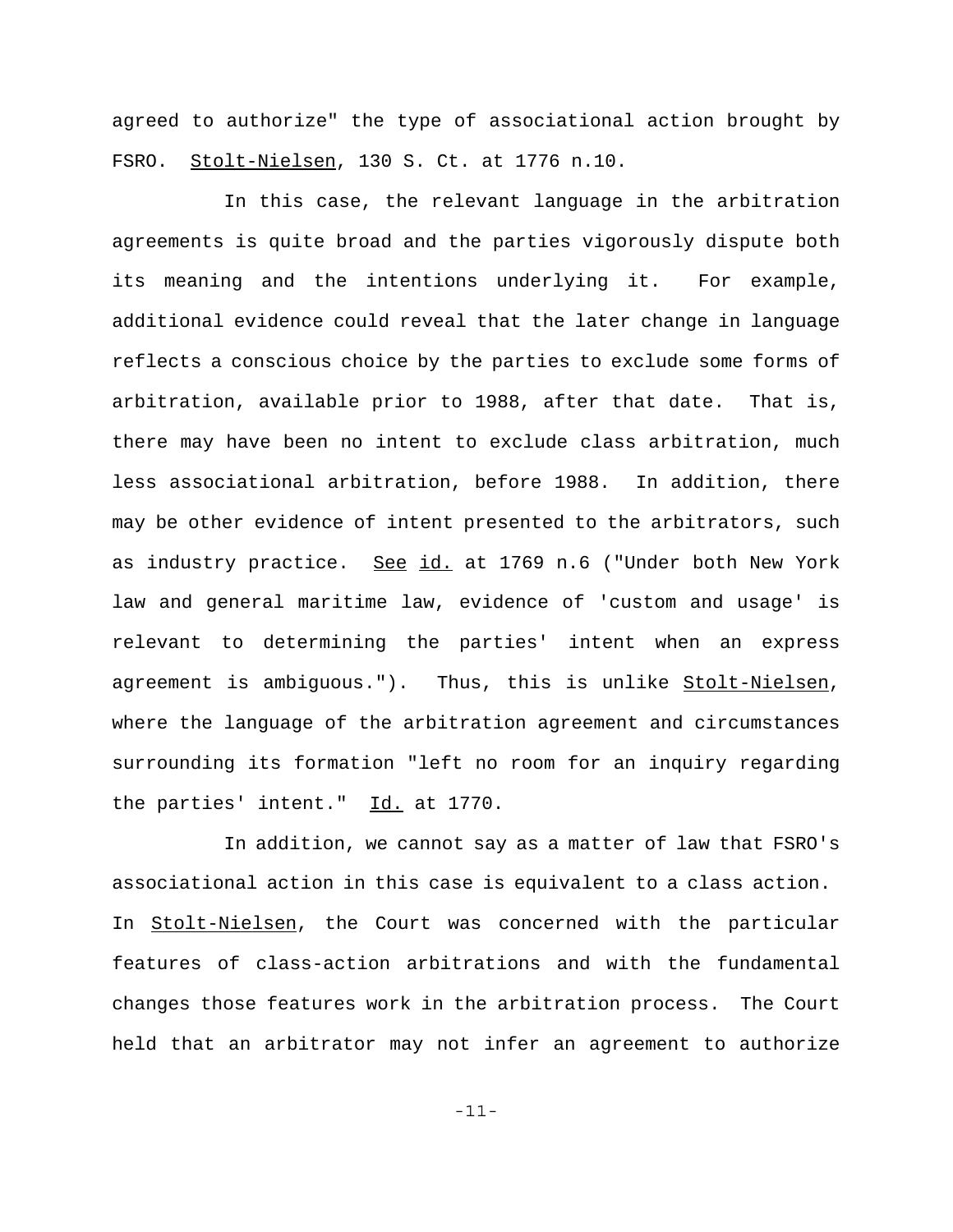agreed to authorize" the type of associational action brought by FSRO. Stolt-Nielsen, 130 S. Ct. at 1776 n.10.

In this case, the relevant language in the arbitration agreements is quite broad and the parties vigorously dispute both its meaning and the intentions underlying it. For example, additional evidence could reveal that the later change in language reflects a conscious choice by the parties to exclude some forms of arbitration, available prior to 1988, after that date. That is, there may have been no intent to exclude class arbitration, much less associational arbitration, before 1988. In addition, there may be other evidence of intent presented to the arbitrators, such as industry practice. See id. at 1769 n.6 ("Under both New York law and general maritime law, evidence of 'custom and usage' is relevant to determining the parties' intent when an express agreement is ambiguous."). Thus, this is unlike Stolt-Nielsen, where the language of the arbitration agreement and circumstances surrounding its formation "left no room for an inquiry regarding the parties' intent." Id. at 1770.

In addition, we cannot say as a matter of law that FSRO's associational action in this case is equivalent to a class action. In Stolt-Nielsen, the Court was concerned with the particular features of class-action arbitrations and with the fundamental changes those features work in the arbitration process. The Court held that an arbitrator may not infer an agreement to authorize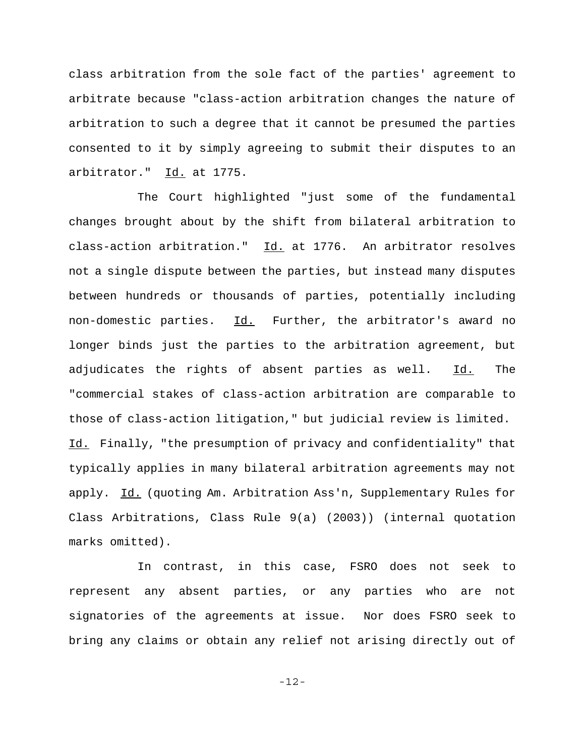class arbitration from the sole fact of the parties' agreement to arbitrate because "class-action arbitration changes the nature of arbitration to such a degree that it cannot be presumed the parties consented to it by simply agreeing to submit their disputes to an arbitrator." Id. at 1775.

The Court highlighted "just some of the fundamental changes brought about by the shift from bilateral arbitration to class-action arbitration." Id. at 1776. An arbitrator resolves not a single dispute between the parties, but instead many disputes between hundreds or thousands of parties, potentially including non-domestic parties. Id. Further, the arbitrator's award no longer binds just the parties to the arbitration agreement, but adjudicates the rights of absent parties as well. Id. The "commercial stakes of class-action arbitration are comparable to those of class-action litigation," but judicial review is limited. Id. Finally, "the presumption of privacy and confidentiality" that typically applies in many bilateral arbitration agreements may not apply. Id. (quoting Am. Arbitration Ass'n, Supplementary Rules for Class Arbitrations, Class Rule 9(a) (2003)) (internal quotation marks omitted).

In contrast, in this case, FSRO does not seek to represent any absent parties, or any parties who are not signatories of the agreements at issue. Nor does FSRO seek to bring any claims or obtain any relief not arising directly out of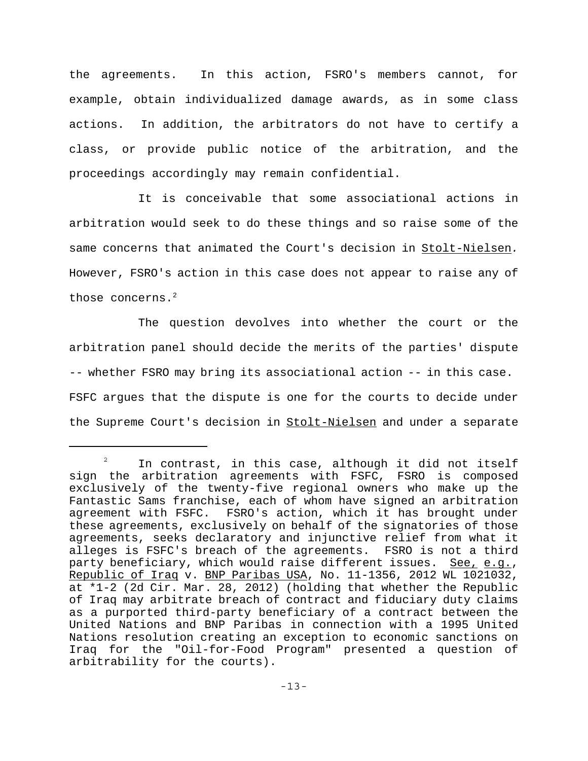the agreements. In this action, FSRO's members cannot, for example, obtain individualized damage awards, as in some class actions. In addition, the arbitrators do not have to certify a class, or provide public notice of the arbitration, and the proceedings accordingly may remain confidential.

It is conceivable that some associational actions in arbitration would seek to do these things and so raise some of the same concerns that animated the Court's decision in Stolt-Nielsen. However, FSRO's action in this case does not appear to raise any of those concerns.[2]

The question devolves into whether the court or the arbitration panel should decide the merits of the parties' dispute -- whether FSRO may bring its associational action -- in this case. FSFC argues that the dispute is one for the courts to decide under the Supreme Court's decision in Stolt-Nielsen and under a separate

---

[2] In contrast, in this case, although it did not itself sign the arbitration agreements with FSFC, FSRO is composed exclusively of the twenty-five regional owners who make up the Fantastic Sams franchise, each of whom have signed an arbitration agreement with FSFC. FSRO's action, which it has brought under these agreements, exclusively on behalf of the signatories of those agreements, seeks declaratory and injunctive relief from what it alleges is FSFC's breach of the agreements. FSRO is not a third party beneficiary, which would raise different issues. See, e.g., Republic of Iraq v. BNP Paribas USA, No. 11-1356, 2012 WL 1021032, at *1-2 (2d Cir. Mar. 28, 2012) (holding that whether the Republic of Iraq may arbitrate breach of contract and fiduciary duty claims as a purported third-party beneficiary of a contract between the United Nations and BNP Paribas in connection with a 1995 United Nations resolution creating an exception to economic sanctions on Iraq for the "Oil-for-Food Program" presented a question of arbitrability for the courts).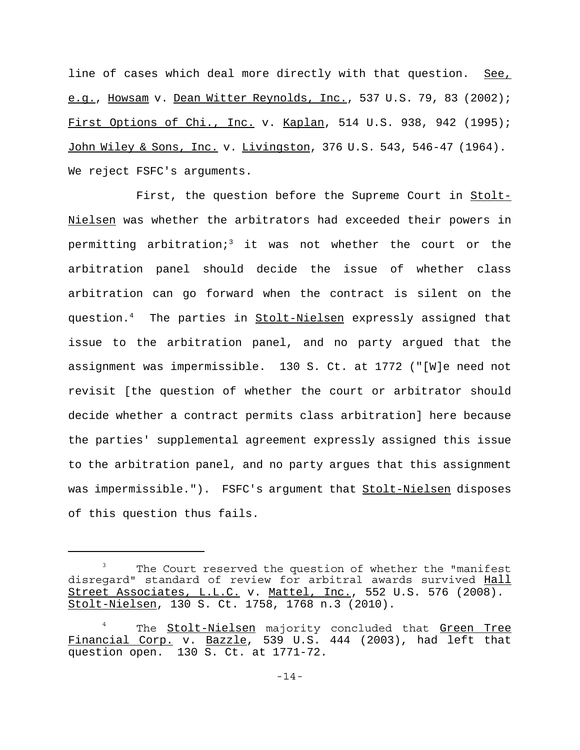line of cases which deal more directly with that question. See, e.g., Howsam v. Dean Witter Reynolds, Inc., 537 U.S. 79, 83 (2002); First Options of Chi., Inc. v. Kaplan, 514 U.S. 938, 942 (1995); John Wiley & Sons, Inc. v. Livingston, 376 U.S. 543, 546-47 (1964). We reject FSFC's arguments.

First, the question before the Supreme Court in Stolt-Nielsen was whether the arbitrators had exceeded their powers in permitting arbitration;[3] it was not whether the court or the arbitration panel should decide the issue of whether class arbitration can go forward when the contract is silent on the question.[4] The parties in Stolt-Nielsen expressly assigned that issue to the arbitration panel, and no party argued that the assignment was impermissible. 130 S. Ct. at 1772 ("[W]e need not revisit [the question of whether the court or arbitrator should decide whether a contract permits class arbitration] here because the parties' supplemental agreement expressly assigned this issue to the arbitration panel, and no party argues that this assignment was impermissible."). FSFC's argument that Stolt-Nielsen disposes of this question thus fails.

---

[3] The Court reserved the question of whether the "manifest disregard" standard of review for arbitral awards survived Hall Street Associates, L.L.C. v. Mattel, Inc., 552 U.S. 576 (2008). Stolt-Nielsen, 130 S. Ct. 1758, 1768 n.3 (2010).

[4] The Stolt-Nielsen majority concluded that Green Tree Financial Corp. v. Bazzle, 539 U.S. 444 (2003), had left that question open. 130 S. Ct. at 1771-72.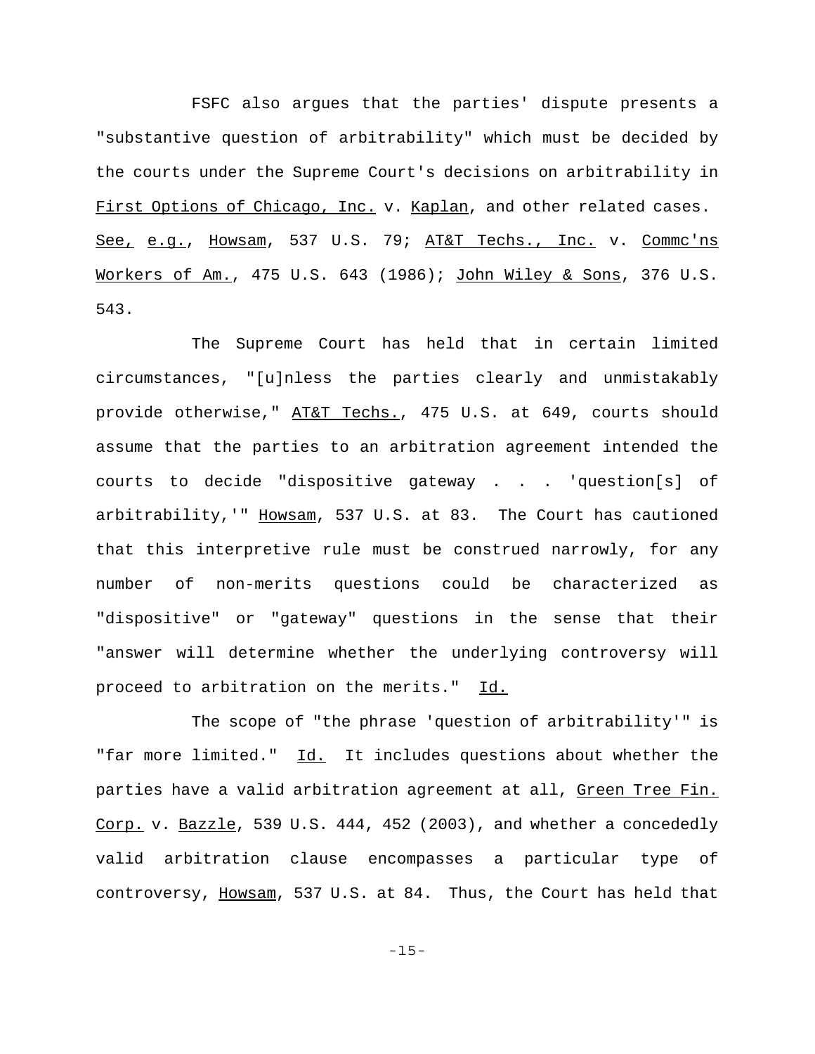FSFC also argues that the parties' dispute presents a "substantive question of arbitrability" which must be decided by the courts under the Supreme Court's decisions on arbitrability in First Options of Chicago, Inc. v. Kaplan, and other related cases. See, e.g., Howsam, 537 U.S. 79; AT&T Techs., Inc. v. Commc'ns Workers of Am., 475 U.S. 643 (1986); John Wiley & Sons, 376 U.S. 543.

The Supreme Court has held that in certain limited circumstances, "[u]nless the parties clearly and unmistakably provide otherwise," AT&T Techs., 475 U.S. at 649, courts should assume that the parties to an arbitration agreement intended the courts to decide "dispositive gateway . . . 'question[s] of arbitrability,'" Howsam, 537 U.S. at 83. The Court has cautioned that this interpretive rule must be construed narrowly, for any number of non-merits questions could be characterized as "dispositive" or "gateway" questions in the sense that their "answer will determine whether the underlying controversy will proceed to arbitration on the merits." Id.

The scope of "the phrase 'question of arbitrability'" is "far more limited." Id. It includes questions about whether the parties have a valid arbitration agreement at all, Green Tree Fin. Corp. v. Bazzle, 539 U.S. 444, 452 (2003), and whether a concededly valid arbitration clause encompasses a particular type of controversy, Howsam, 537 U.S. at 84. Thus, the Court has held that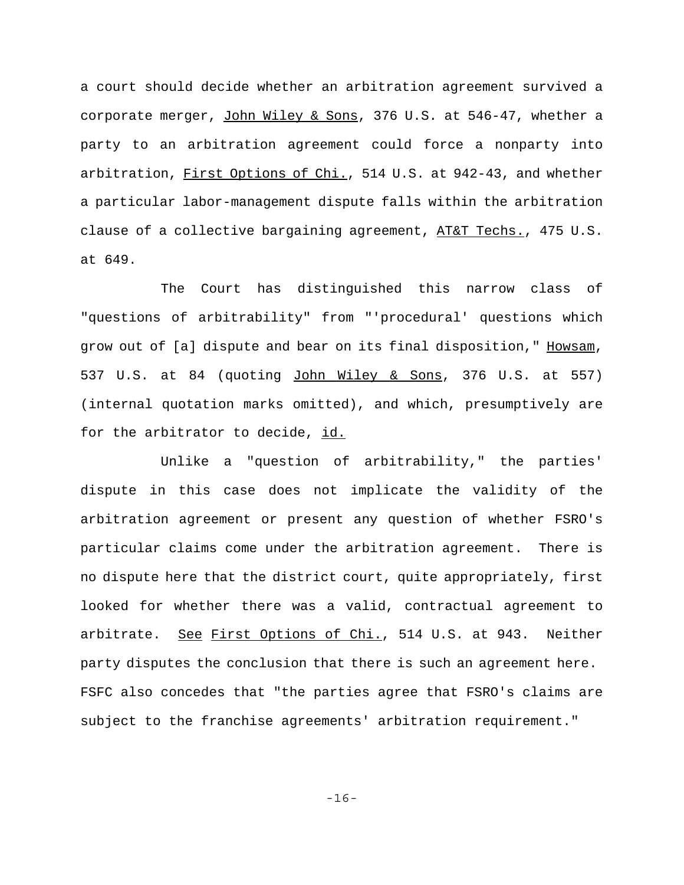a court should decide whether an arbitration agreement survived a corporate merger, John Wiley & Sons, 376 U.S. at 546-47, whether a party to an arbitration agreement could force a nonparty into arbitration, First Options of Chi., 514 U.S. at 942-43, and whether a particular labor-management dispute falls within the arbitration clause of a collective bargaining agreement, AT&T Techs., 475 U.S. at 649.

The Court has distinguished this narrow class of "questions of arbitrability" from "'procedural' questions which grow out of [a] dispute and bear on its final disposition," Howsam, 537 U.S. at 84 (quoting John Wiley & Sons, 376 U.S. at 557) (internal quotation marks omitted), and which, presumptively are for the arbitrator to decide, id.

Unlike a "question of arbitrability," the parties' dispute in this case does not implicate the validity of the arbitration agreement or present any question of whether FSRO's particular claims come under the arbitration agreement. There is no dispute here that the district court, quite appropriately, first looked for whether there was a valid, contractual agreement to arbitrate. See First Options of Chi., 514 U.S. at 943. Neither party disputes the conclusion that there is such an agreement here. FSFC also concedes that "the parties agree that FSRO's claims are subject to the franchise agreements' arbitration requirement."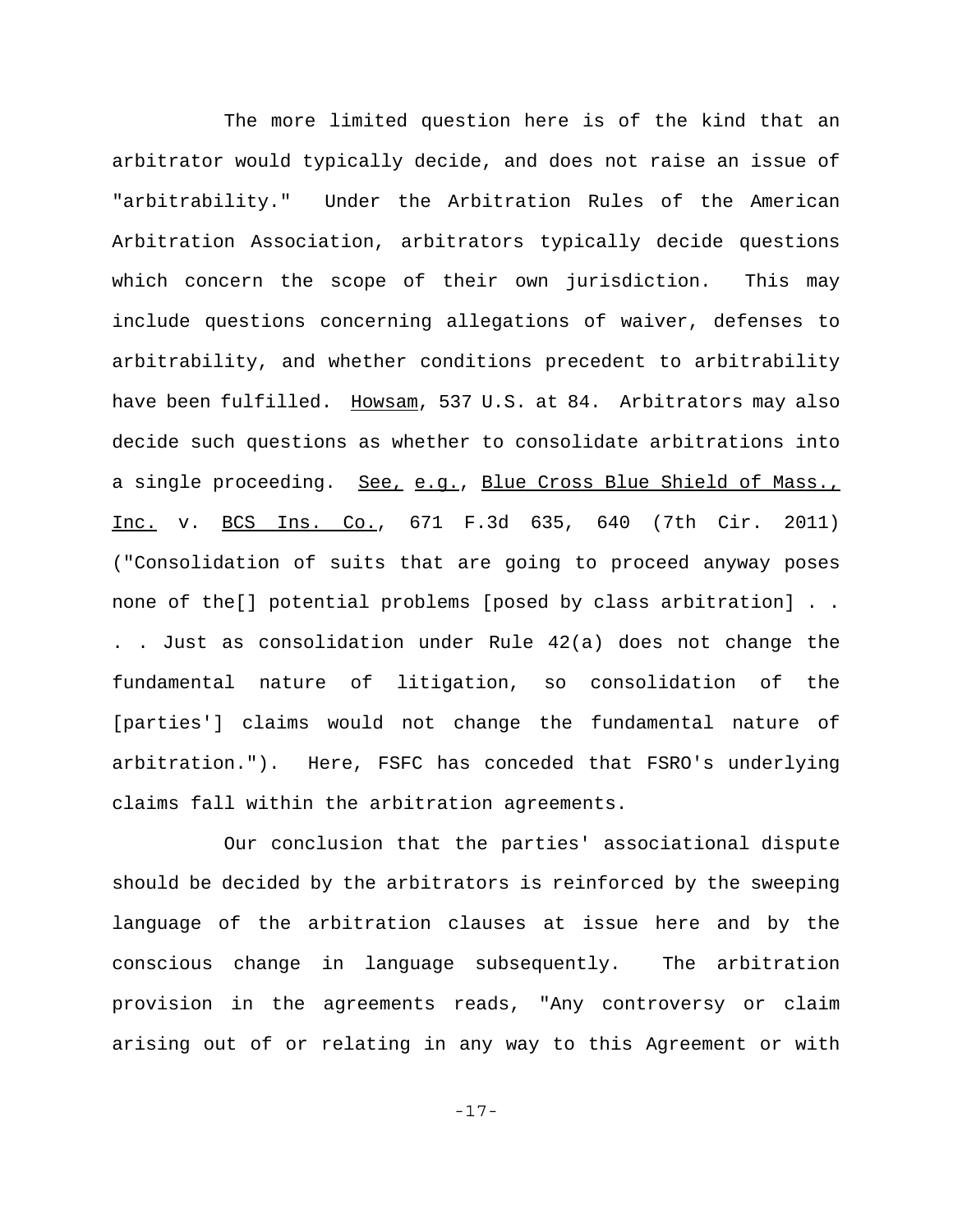The more limited question here is of the kind that an arbitrator would typically decide, and does not raise an issue of "arbitrability." Under the Arbitration Rules of the American Arbitration Association, arbitrators typically decide questions which concern the scope of their own jurisdiction. This may include questions concerning allegations of waiver, defenses to arbitrability, and whether conditions precedent to arbitrability have been fulfilled. Howsam, 537 U.S. at 84. Arbitrators may also decide such questions as whether to consolidate arbitrations into a single proceeding. See, e.g., Blue Cross Blue Shield of Mass., Inc. v. BCS Ins. Co., 671 F.3d 635, 640 (7th Cir. 2011) ("Consolidation of suits that are going to proceed anyway poses none of the[] potential problems [posed by class arbitration] . . . . Just as consolidation under Rule 42(a) does not change the fundamental nature of litigation, so consolidation of the [parties'] claims would not change the fundamental nature of arbitration."). Here, FSFC has conceded that FSRO's underlying claims fall within the arbitration agreements.

Our conclusion that the parties' associational dispute should be decided by the arbitrators is reinforced by the sweeping language of the arbitration clauses at issue here and by the conscious change in language subsequently. The arbitration provision in the agreements reads, "Any controversy or claim arising out of or relating in any way to this Agreement or with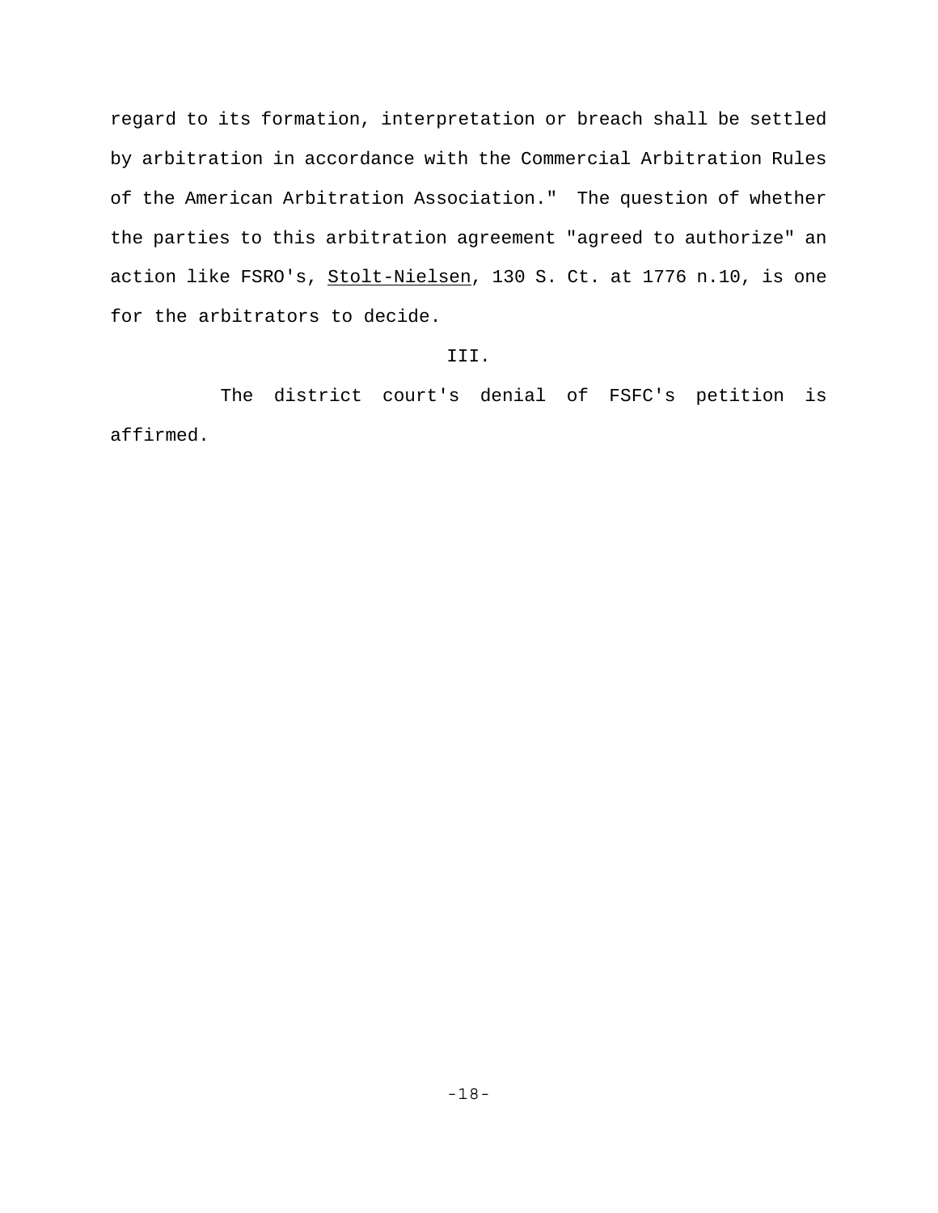regard to its formation, interpretation or breach shall be settled by arbitration in accordance with the Commercial Arbitration Rules of the American Arbitration Association." The question of whether the parties to this arbitration agreement "agreed to authorize" an action like FSRO's, Stolt-Nielsen, 130 S. Ct. at 1776 n.10, is one for the arbitrators to decide.

III.

The district court's denial of FSFC's petition is affirmed.